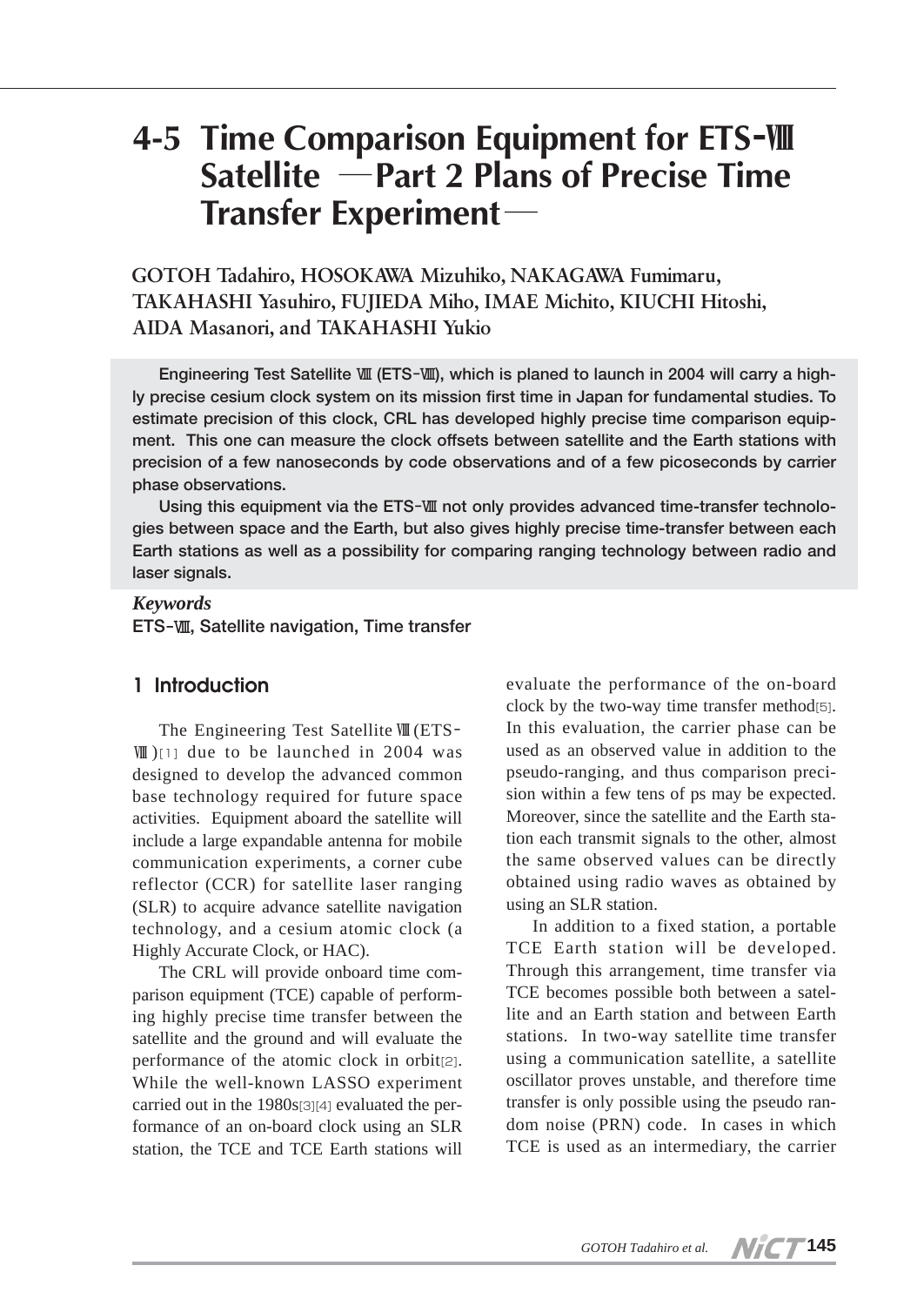# 4-5 Time Comparison Equipment for ETS-Ⅷ Satellite —Part 2 Plans of Precise Time Transfer Experiment—

**GOTOH Tadahiro, HOSOKAWA Mizuhiko, NAKAGAWA Fumimaru, TAKAHASHI Yasuhiro, FUJIEDA Miho, IMAE Michito, KIUCHI Hitoshi, AIDA Masanori, and TAKAHASHI Yukio**

**Engineering Test Satellite Ⅷ (ETS-Ⅷ), which is planed to launch in 2004 will carry a highly precise cesium clock system on its mission first time in Japan for fundamental studies. To estimate precision of this clock, CRL has developed highly precise time comparison equipment. This one can measure the clock offsets between satellite and the Earth stations with precision of a few nanoseconds by code observations and of a few picoseconds by carrier phase observations.**

**Using this equipment via the ETS-Ⅷ not only provides advanced time-transfer technologies between space and the Earth, but also gives highly precise time-transfer between each Earth stations as well as a possibility for comparing ranging technology between radio and laser signals.**

***Keywords***

**ETS-Ⅷ, Satellite navigation, Time transfer**

## 1 Introduction

The Engineering Test Satellite Ⅷ (ETS-Ⅷ)[1] due to be launched in 2004 was designed to develop the advanced common base technology required for future space activities. Equipment aboard the satellite will include a large expandable antenna for mobile communication experiments, a corner cube reflector (CCR) for satellite laser ranging (SLR) to acquire advance satellite navigation technology, and a cesium atomic clock (a Highly Accurate Clock, or HAC).

The CRL will provide onboard time comparison equipment (TCE) capable of performing highly precise time transfer between the satellite and the ground and will evaluate the performance of the atomic clock in orbit[2]. While the well-known LASSO experiment carried out in the 1980s[3][4] evaluated the performance of an on-board clock using an SLR station, the TCE and TCE Earth stations will evaluate the performance of the on-board clock by the two-way time transfer method[5]. In this evaluation, the carrier phase can be used as an observed value in addition to the pseudo-ranging, and thus comparison precision within a few tens of ps may be expected. Moreover, since the satellite and the Earth station each transmit signals to the other, almost the same observed values can be directly obtained using radio waves as obtained by using an SLR station.

In addition to a fixed station, a portable TCE Earth station will be developed. Through this arrangement, time transfer via TCE becomes possible both between a satellite and an Earth station and between Earth stations. In two-way satellite time transfer using a communication satellite, a satellite oscillator proves unstable, and therefore time transfer is only possible using the pseudo random noise (PRN) code. In cases in which TCE is used as an intermediary, the carrier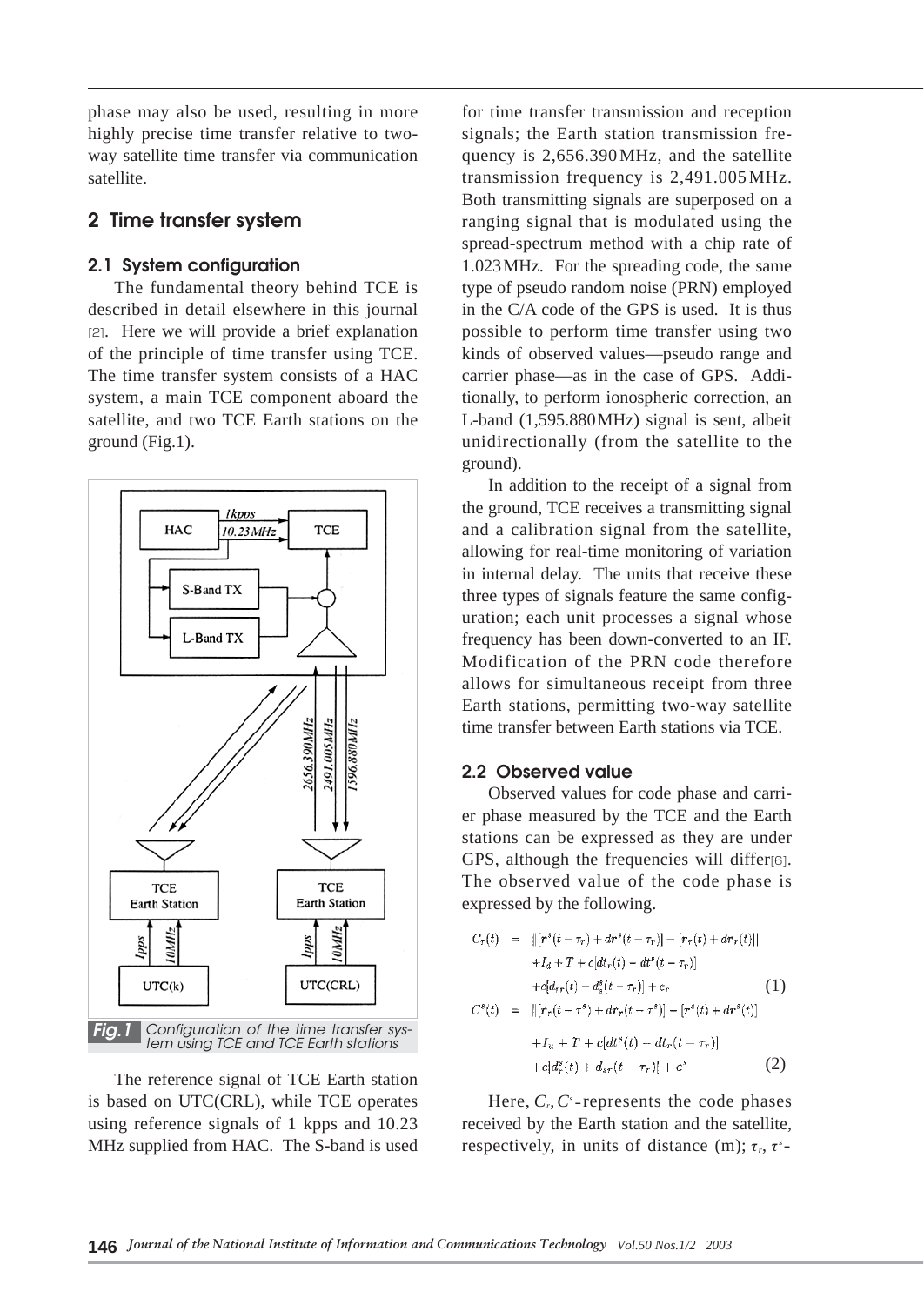phase may also be used, resulting in more highly precise time transfer relative to two-way satellite time transfer via communication satellite.

## 2 Time transfer system

### 2.1 System configuration

The fundamental theory behind TCE is described in detail elsewhere in this journal [2]. Here we will provide a brief explanation of the principle of time transfer using TCE. The time transfer system consists of a HAC system, a main TCE component aboard the satellite, and two TCE Earth stations on the ground (Fig.1).

**Fig.1** Configuration of the time transfer system using TCE and TCE Earth stations

The reference signal of TCE Earth station is based on UTC(CRL), while TCE operates using reference signals of 1 kpps and 10.23 MHz supplied from HAC. The S-band is used for time transfer transmission and reception signals; the Earth station transmission frequency is 2,656.390 MHz, and the satellite transmission frequency is 2,491.005 MHz. Both transmitting signals are superposed on a ranging signal that is modulated using the spread-spectrum method with a chip rate of 1.023 MHz. For the spreading code, the same type of pseudo random noise (PRN) employed in the C/A code of the GPS is used. It is thus possible to perform time transfer using two kinds of observed values—pseudo range and carrier phase—as in the case of GPS. Additionally, to perform ionospheric correction, an L-band (1,595.880 MHz) signal is sent, albeit unidirectionally (from the satellite to the ground).

In addition to the receipt of a signal from the ground, TCE receives a transmitting signal and a calibration signal from the satellite, allowing for real-time monitoring of variation in internal delay. The units that receive these three types of signals feature the same configuration; each unit processes a signal whose frequency has been down-converted to an IF. Modification of the PRN code therefore allows for simultaneous receipt from three Earth stations, permitting two-way satellite time transfer between Earth stations via TCE.

### 2.2 Observed value

Observed values for code phase and carrier phase measured by the TCE and the Earth stations can be expressed as they are under GPS, although the frequencies will differ[6]. The observed value of the code phase is expressed by the following.

$$
\begin{aligned}
C_r(t) &= \|[\mathbf{r}^s(t-\tau_r) + d\mathbf{r}^s(t-\tau_r)] - [\mathbf{r}_r(t) + d\mathbf{r}_r(t)]\| \\
&\quad + I_d + T + c[dt_r(t) - dt^s(t-\tau_r)] \\
&\quad + c[d_{rr}(t) + d_s^s(t-\tau_r)] + e_r \qquad (1) \\
C^s(t) &= \|[\mathbf{r}_r(t-\tau^s) + d\mathbf{r}_r(t-\tau^s)] - [\mathbf{r}^s(t) + d\mathbf{r}^s(t)]\| \\
&\quad + I_u + T + c[dt^s(t) - dt_r(t-\tau_r)] \\
&\quad + c[d_r^s(t) + d_{sr}(t-\tau_r)] + e^s \qquad (2)
\end{aligned}
$$

Here, $C_r, C^s$-represents the code phases received by the Earth station and the satellite, respectively, in units of distance (m); $\tau_r$, $\tau^s$-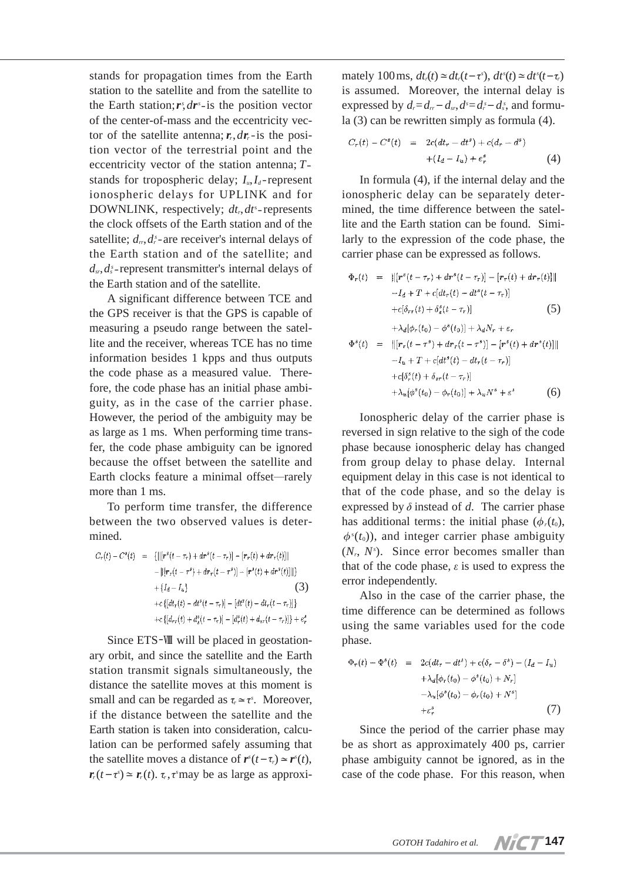stands for propagation times from the Earth station to the satellite and from the satellite to the Earth station; $\boldsymbol{r}^s, d\boldsymbol{r}^s$ - is the position vector of the center-of-mass and the eccentricity vector of the satellite antenna; $\boldsymbol{r}_r, d\boldsymbol{r}_r$ - is the position vector of the terrestrial point and the eccentricity vector of the station antenna; $T$ - stands for tropospheric delay; $I_u, I_d$ - represent ionospheric delays for UPLINK and for DOWNLINK, respectively; $dt_r, dt^s$ - represents the clock offsets of the Earth station and of the satellite; $d_{rr}, d_r^s$ - are receiver's internal delays of the Earth station and of the satellite; and $d_{sr}, d_s^s$ - represent transmitter's internal delays of the Earth station and of the satellite.

A significant difference between TCE and the GPS receiver is that the GPS is capable of measuring a pseudo range between the satellite and the receiver, whereas TCE has no time information besides 1 kpps and thus outputs the code phase as a measured value. Therefore, the code phase has an initial phase ambiguity, as in the case of the carrier phase. However, the period of the ambiguity may be as large as 1 ms. When performing time transfer, the code phase ambiguity can be ignored because the offset between the satellite and Earth clocks feature a minimal offset—rarely more than 1 ms.

To perform time transfer, the difference between the two observed values is determined.

$$
\begin{aligned}
C_r(t) - C^s(t) \quad = \quad & \{\|[\boldsymbol{r}^s(t-\tau_r) + d\boldsymbol{r}^s(t-\tau_r)] - [\boldsymbol{r}_r(t) + d\boldsymbol{r}_r(t)]\| \\
& - \|[\boldsymbol{r}_r(t-\tau^s) + d\boldsymbol{r}_r(t-\tau^s)] - [\boldsymbol{r}^s(t) + d\boldsymbol{r}^s(t)]\|\} \\
& + \{I_d - I_u\} \qquad\qquad (3) \\
& + c\,\{[dt_r(t) - dt^s(t-\tau_r)] - [dt^s(t) - dt_r(t-\tau_r)]\} \\
& + c\,\{[d_{rr}(t) + d_s^s(t-\tau_r)] - [d_r^s(t) + d_{sr}(t-\tau_r)]\} + \varepsilon_r^s
\end{aligned}
$$

Since ETS-Ⅷ will be placed in geostationary orbit, and since the satellite and the Earth station transmit signals simultaneously, the distance the satellite moves at this moment is small and can be regarded as $\tau_r \simeq \tau^s$. Moreover, if the distance between the satellite and the Earth station is taken into consideration, calculation can be performed safely assuming that the satellite moves a distance of $\boldsymbol{r}^s(t-\tau_r) \simeq \boldsymbol{r}^s(t)$, $\boldsymbol{r}_r(t-\tau^s) \simeq \boldsymbol{r}_r(t)$. $\tau_r, \tau^s$ may be as large as approximately 100 ms, $dt_r(t) \simeq dt_r(t-\tau^s)$, $dt^s(t) \simeq dt^s(t-\tau_r)$ is assumed. Moreover, the internal delay is expressed by $d_r = d_{rr} - d_{sr}$, $d^s = d_r^s - d_s^s$, and formula (3) can be rewritten simply as formula (4).

$$
\begin{aligned}
C_r(t) - C^s(t) \quad = \quad & 2c(dt_r - dt^s) + c(d_r - d^s) \\
& + (I_d - I_u) + \varepsilon_r^s \qquad\qquad (4)
\end{aligned}
$$

In formula (4), if the internal delay and the ionospheric delay can be separately determined, the time difference between the satellite and the Earth station can be found. Similarly to the expression of the code phase, the carrier phase can be expressed as follows.

$$
\begin{aligned}
\Phi_r(t) \quad = \quad & \|[\boldsymbol{r}^s(t-\tau_r) + d\boldsymbol{r}^s(t-\tau_r)] - [\boldsymbol{r}_r(t) + d\boldsymbol{r}_r(t)]\| \\
& - I_d + T + c[dt_r(t) - dt^s(t-\tau_r)] \\
& + c[\delta_{rr}(t) + \delta_s^s(t-\tau_r)] \qquad\qquad (5) \\
& + \lambda_d[\phi_r(t_0) - \phi^s(t_0)] + \lambda_d N_r + \varepsilon_r \\
\Phi^s(t) \quad = \quad & \|[\boldsymbol{r}_r(t-\tau^s) + d\boldsymbol{r}_r(t-\tau^s)] - [\boldsymbol{r}^s(t) + d\boldsymbol{r}^s(t)]\| \\
& - I_u + T + c[dt^s(t) - dt_r(t-\tau_r)] \\
& + c[\delta_r^s(t) + \delta_{sr}(t-\tau_r)] \\
& + \lambda_u[\phi^s(t_0) - \phi_r(t_0)] + \lambda_u N^s + \varepsilon^s \qquad\qquad (6)
\end{aligned}
$$

Ionospheric delay of the carrier phase is reversed in sign relative to the sigh of the code phase because ionospheric delay has changed from group delay to phase delay. Internal equipment delay in this case is not identical to that of the code phase, and so the delay is expressed by $\delta$ instead of $d$. The carrier phase has additional terms: the initial phase ($\phi_r(t_0)$, $\phi^s(t_0)$), and integer carrier phase ambiguity ($N_r$, $N^s$). Since error becomes smaller than that of the code phase, $\varepsilon$ is used to express the error independently.

Also in the case of the carrier phase, the time difference can be determined as follows using the same variables used for the code phase.

$$
\begin{aligned}
\Phi_r(t) - \Phi^s(t) \quad = \quad & 2c(dt_r - dt^s) + c(\delta_r - \delta^s) - (I_d - I_u) \\
& + \lambda_d[\phi_r(t_0) - \phi^s(t_0) + N_r] \\
& - \lambda_u[\phi^s(t_0) - \phi_r(t_0) + N^s] \\
& + \varepsilon_r^s \qquad\qquad (7)
\end{aligned}
$$

Since the period of the carrier phase may be as short as approximately 400 ps, carrier phase ambiguity cannot be ignored, as in the case of the code phase. For this reason, when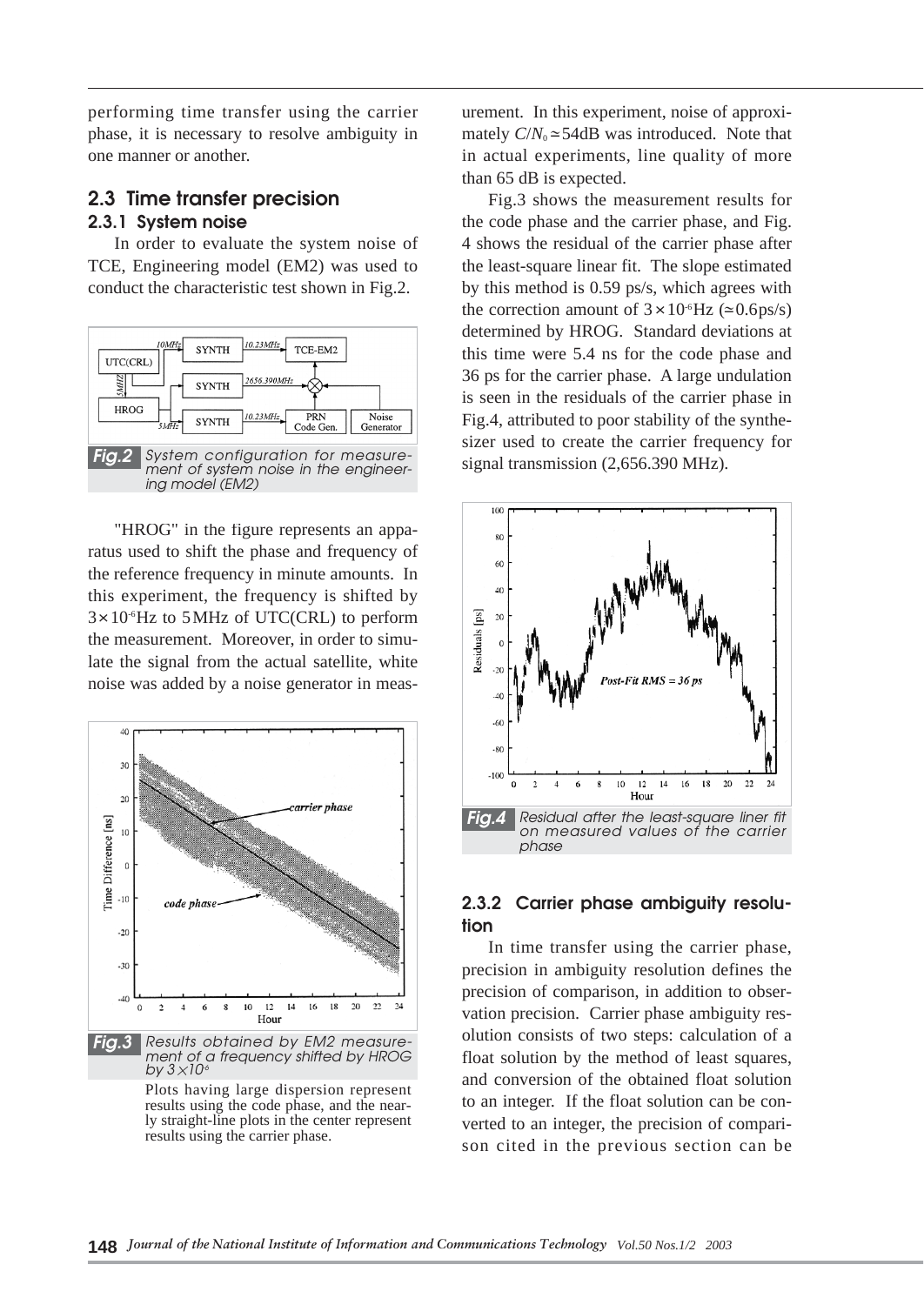performing time transfer using the carrier phase, it is necessary to resolve ambiguity in one manner or another.

## 2.3 Time transfer precision

### 2.3.1 System noise

In order to evaluate the system noise of TCE, Engineering model (EM2) was used to conduct the characteristic test shown in Fig.2.

Fig.2 System configuration for measurement of system noise in the engineering model (EM2)

"HROG" in the figure represents an apparatus used to shift the phase and frequency of the reference frequency in minute amounts. In this experiment, the frequency is shifted by $3\times10^{-6}$Hz to 5MHz of UTC(CRL) to perform the measurement. Moreover, in order to simulate the signal from the actual satellite, white noise was added by a noise generator in measurement. In this experiment, noise of approximately $C/N_0 \simeq 54$dB was introduced. Note that in actual experiments, line quality of more than 65 dB is expected.

Fig.3 shows the measurement results for the code phase and the carrier phase, and Fig. 4 shows the residual of the carrier phase after the least-square linear fit. The slope estimated by this method is 0.59 ps/s, which agrees with the correction amount of $3\times10^{-6}$Hz ($\simeq$0.6ps/s) determined by HROG. Standard deviations at this time were 5.4 ns for the code phase and 36 ps for the carrier phase. A large undulation is seen in the residuals of the carrier phase in Fig.4, attributed to poor stability of the synthesizer used to create the carrier frequency for signal transmission (2,656.390 MHz).

Fig.3 Results obtained by EM2 measurement of a frequency shifted by HROG by $3\times10^{-6}$

Plots having large dispersion represent results using the code phase, and the nearly straight-line plots in the center represent results using the carrier phase.

Fig.4 Residual after the least-square liner fit on measured values of the carrier phase

### 2.3.2 Carrier phase ambiguity resolution

In time transfer using the carrier phase, precision in ambiguity resolution defines the precision of comparison, in addition to observation precision. Carrier phase ambiguity resolution consists of two steps: calculation of a float solution by the method of least squares, and conversion of the obtained float solution to an integer. If the float solution can be converted to an integer, the precision of comparison cited in the previous section can be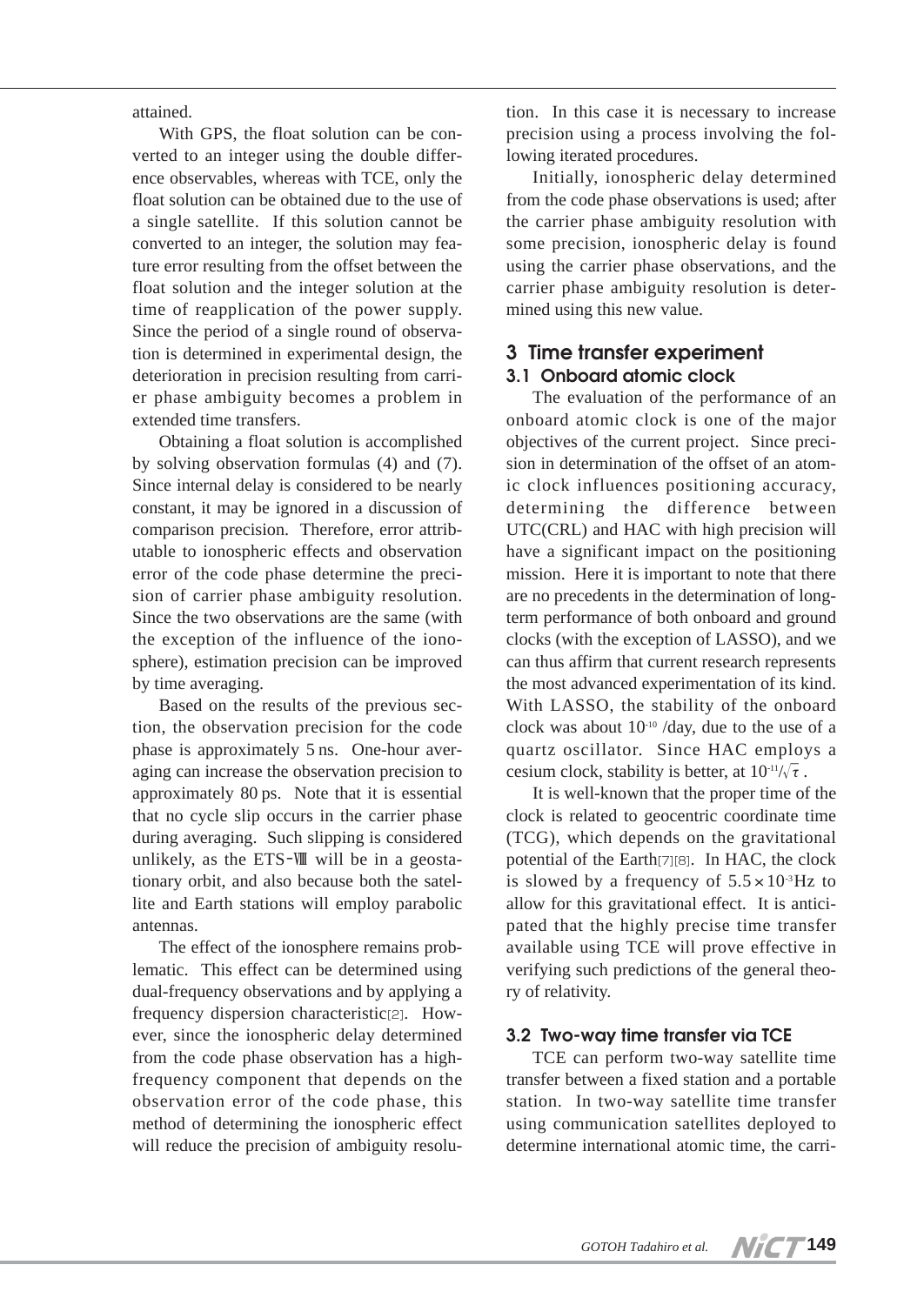attained.

With GPS, the float solution can be converted to an integer using the double difference observables, whereas with TCE, only the float solution can be obtained due to the use of a single satellite. If this solution cannot be converted to an integer, the solution may feature error resulting from the offset between the float solution and the integer solution at the time of reapplication of the power supply. Since the period of a single round of observation is determined in experimental design, the deterioration in precision resulting from carrier phase ambiguity becomes a problem in extended time transfers.

Obtaining a float solution is accomplished by solving observation formulas (4) and (7). Since internal delay is considered to be nearly constant, it may be ignored in a discussion of comparison precision. Therefore, error attributable to ionospheric effects and observation error of the code phase determine the precision of carrier phase ambiguity resolution. Since the two observations are the same (with the exception of the influence of the ionosphere), estimation precision can be improved by time averaging.

Based on the results of the previous section, the observation precision for the code phase is approximately 5 ns. One-hour averaging can increase the observation precision to approximately 80 ps. Note that it is essential that no cycle slip occurs in the carrier phase during averaging. Such slipping is considered unlikely, as the ETS-Ⅷ will be in a geostationary orbit, and also because both the satellite and Earth stations will employ parabolic antennas.

The effect of the ionosphere remains problematic. This effect can be determined using dual-frequency observations and by applying a frequency dispersion characteristic[2]. However, since the ionospheric delay determined from the code phase observation has a high-frequency component that depends on the observation error of the code phase, this method of determining the ionospheric effect will reduce the precision of ambiguity resolution. In this case it is necessary to increase precision using a process involving the following iterated procedures.

Initially, ionospheric delay determined from the code phase observations is used; after the carrier phase ambiguity resolution with some precision, ionospheric delay is found using the carrier phase observations, and the carrier phase ambiguity resolution is determined using this new value.

## 3 Time transfer experiment

### 3.1 Onboard atomic clock

The evaluation of the performance of an onboard atomic clock is one of the major objectives of the current project. Since precision in determination of the offset of an atomic clock influences positioning accuracy, determining the difference between UTC(CRL) and HAC with high precision will have a significant impact on the positioning mission. Here it is important to note that there are no precedents in the determination of long-term performance of both onboard and ground clocks (with the exception of LASSO), and we can thus affirm that current research represents the most advanced experimentation of its kind. With LASSO, the stability of the onboard clock was about $10^{-10}$ /day, due to the use of a quartz oscillator. Since HAC employs a cesium clock, stability is better, at $10^{-11}/\sqrt{\tau}$ .

It is well-known that the proper time of the clock is related to geocentric coordinate time (TCG), which depends on the gravitational potential of the Earth[7][8]. In HAC, the clock is slowed by a frequency of $5.5\times10^{-3}$Hz to allow for this gravitational effect. It is anticipated that the highly precise time transfer available using TCE will prove effective in verifying such predictions of the general theory of relativity.

### 3.2 Two-way time transfer via TCE

TCE can perform two-way satellite time transfer between a fixed station and a portable station. In two-way satellite time transfer using communication satellites deployed to determine international atomic time, the carri-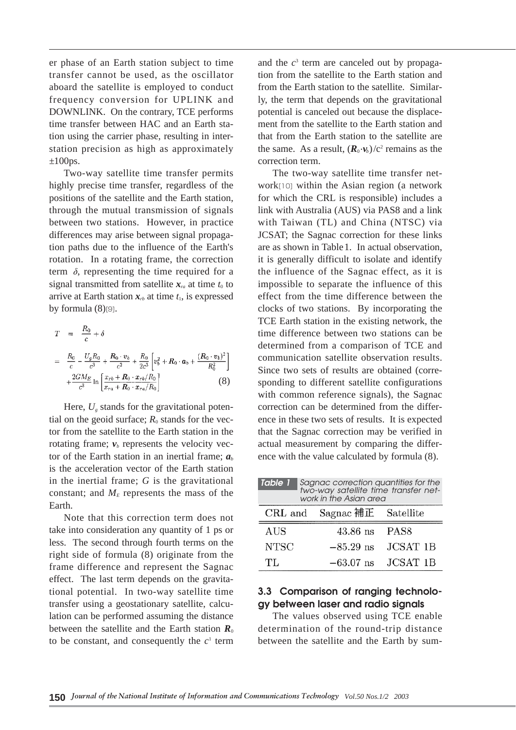er phase of an Earth station subject to time transfer cannot be used, as the oscillator aboard the satellite is employed to conduct frequency conversion for UPLINK and DOWNLINK. On the contrary, TCE performs time transfer between HAC and an Earth station using the carrier phase, resulting in inter-station precision as high as approximately ±100ps.

Two-way satellite time transfer permits highly precise time transfer, regardless of the positions of the satellite and the Earth station, through the mutual transmission of signals between two stations. However, in practice differences may arise between signal propagation paths due to the influence of the Earth's rotation. In a rotating frame, the correction term $\delta$, representing the time required for a signal transmitted from satellite $\boldsymbol{x}_{ra}$ at time $t_0$ to arrive at Earth station $\boldsymbol{x}_{rb}$ at time $t_1$, is expressed by formula (8)[9].

$$
\begin{aligned}
T &= \frac{R_0}{c} + \delta \\
&= \frac{R_0}{c} - \frac{U_g R_0}{c^3} + \frac{\boldsymbol{R}_0 \cdot \boldsymbol{v}_b}{c^2} + \frac{R_0}{2c^3}\left[v_b^2 + \boldsymbol{R}_0 \cdot \boldsymbol{a}_b + \frac{(\boldsymbol{R}_0 \cdot \boldsymbol{v}_b)^2}{R_0^2}\right] \\
&\quad + \frac{2GM_E}{c^3} \ln\left[\frac{x_{rb} + \boldsymbol{R}_0 \cdot \boldsymbol{x}_{rb}/R_0}{x_{ra} + \boldsymbol{R}_0 \cdot \boldsymbol{x}_{ra}/R_0}\right] \qquad (8)
\end{aligned}
$$

Here, $U_g$ stands for the gravitational potential on the geoid surface; $R_0$ stands for the vector from the satellite to the Earth station in the rotating frame; $\boldsymbol{v}_b$ represents the velocity vector of the Earth station in an inertial frame; $\boldsymbol{a}_b$ is the acceleration vector of the Earth station in the inertial frame; $G$ is the gravitational constant; and $M_E$ represents the mass of the Earth.

Note that this correction term does not take into consideration any quantity of 1 ps or less. The second through fourth terms on the right side of formula (8) originate from the frame difference and represent the Sagnac effect. The last term depends on the gravitational potential. In two-way satellite time transfer using a geostationary satellite, calculation can be performed assuming the distance between the satellite and the Earth station $\boldsymbol{R}_0$ to be constant, and consequently the $c^1$ term and the $c^3$ term are canceled out by propagation from the satellite to the Earth station and from the Earth station to the satellite. Similarly, the term that depends on the gravitational potential is canceled out because the displacement from the satellite to the Earth station and that from the Earth station to the satellite are the same. As a result, $(\boldsymbol{R}_0 \cdot \boldsymbol{v}_b)/c^2$ remains as the correction term.

The two-way satellite time transfer network[10] within the Asian region (a network for which the CRL is responsible) includes a link with Australia (AUS) via PAS8 and a link with Taiwan (TL) and China (NTSC) via JCSAT; the Sagnac correction for these links are as shown in Table 1. In actual observation, it is generally difficult to isolate and identify the influence of the Sagnac effect, as it is impossible to separate the influence of this effect from the time difference between the clocks of two stations. By incorporating the TCE Earth station in the existing network, the time difference between two stations can be determined from a comparison of TCE and communication satellite observation results. Since two sets of results are obtained (corresponding to different satellite configurations with common reference signals), the Sagnac correction can be determined from the difference in these two sets of results. It is expected that the Sagnac correction may be verified in actual measurement by comparing the difference with the value calculated by formula (8).

**Table 1** Sagnac correction quantities for the two-way satellite time transfer network in the Asian area

| CRL and | Sagnac 補正 | Satellite |
|---|---|---|
| AUS | 43.86 ns | PAS8 |
| NTSC | −85.29 ns | JCSAT 1B |
| TL | −63.07 ns | JCSAT 1B |

### 3.3 Comparison of ranging technology between laser and radio signals

The values observed using TCE enable determination of the round-trip distance between the satellite and the Earth by sum-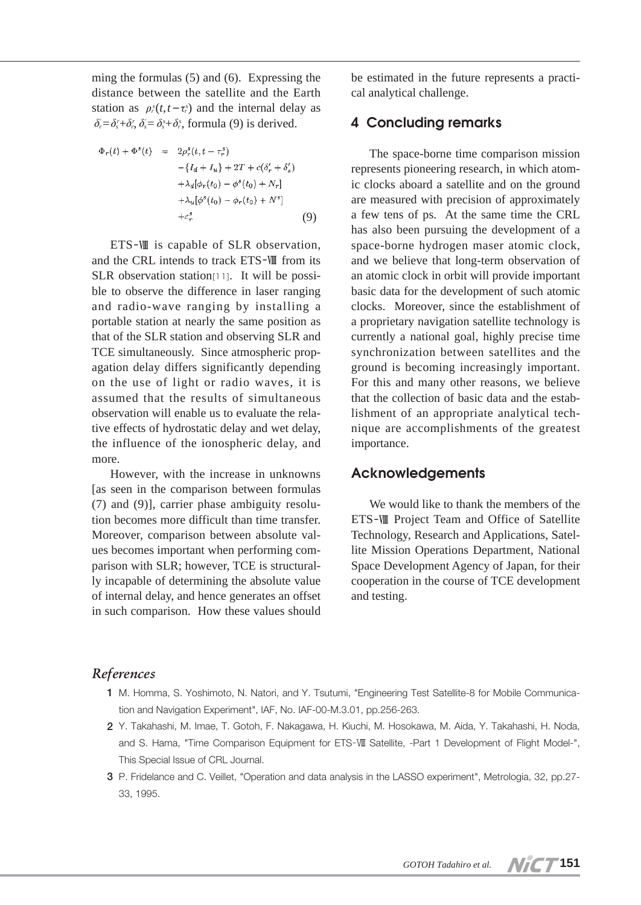ming the formulas (5) and (6). Expressing the distance between the satellite and the Earth station as $\rho_r^s(t, t-\tau_r^s)$ and the internal delay as $\delta_r^{\cdot}=\delta_s^r+\delta_r^r$, $\delta_s^{\cdot}=\delta_s^s+\delta_r^s$, formula (9) is derived.

$$
\begin{aligned}
\Phi_r(t)+\Phi^s(t) &= 2\rho_r^s(t,t-\tau_r^s) \\
&\quad -\{I_d+I_u\}+2T+c(\delta_r'+\delta_s') \\
&\quad +\lambda_d[\phi_r(t_0)-\phi^s(t_0)+N_r] \\
&\quad +\lambda_u[\phi^s(t_0)-\phi_r(t_0)+N^s] \\
&\quad +\varepsilon_r^s
\end{aligned} \tag{9}
$$

ETS-Ⅷ is capable of SLR observation, and the CRL intends to track ETS-Ⅷ from its SLR observation station[11]. It will be possible to observe the difference in laser ranging and radio-wave ranging by installing a portable station at nearly the same position as that of the SLR station and observing SLR and TCE simultaneously. Since atmospheric propagation delay differs significantly depending on the use of light or radio waves, it is assumed that the results of simultaneous observation will enable us to evaluate the relative effects of hydrostatic delay and wet delay, the influence of the ionospheric delay, and more.

However, with the increase in unknowns [as seen in the comparison between formulas (7) and (9)], carrier phase ambiguity resolution becomes more difficult than time transfer. Moreover, comparison between absolute values becomes important when performing comparison with SLR; however, TCE is structurally incapable of determining the absolute value of internal delay, and hence generates an offset in such comparison. How these values should be estimated in the future represents a practical analytical challenge.

## 4 Concluding remarks

The space-borne time comparison mission represents pioneering research, in which atomic clocks aboard a satellite and on the ground are measured with precision of approximately a few tens of ps. At the same time the CRL has also been pursuing the development of a space-borne hydrogen maser atomic clock, and we believe that long-term observation of an atomic clock in orbit will provide important basic data for the development of such atomic clocks. Moreover, since the establishment of a proprietary navigation satellite technology is currently a national goal, highly precise time synchronization between satellites and the ground is becoming increasingly important. For this and many other reasons, we believe that the collection of basic data and the establishment of an appropriate analytical technique are accomplishments of the greatest importance.

## Acknowledgements

We would like to thank the members of the ETS-Ⅷ Project Team and Office of Satellite Technology, Research and Applications, Satellite Mission Operations Department, National Space Development Agency of Japan, for their cooperation in the course of TCE development and testing.

## *References*

1. M. Homma, S. Yoshimoto, N. Natori, and Y. Tsutumi, "Engineering Test Satellite-8 for Mobile Communication and Navigation Experiment", IAF, No. IAF-00-M.3.01, pp.256-263.
2. Y. Takahashi, M. Imae, T. Gotoh, F. Nakagawa, H. Kiuchi, M. Hosokawa, M. Aida, Y. Takahashi, H. Noda, and S. Hama, "Time Comparison Equipment for ETS-Ⅷ Satellite, -Part 1 Development of Flight Model-", This Special Issue of CRL Journal.
3. P. Fridelance and C. Veillet, "Operation and data analysis in the LASSO experiment", Metrologia, 32, pp.27-33, 1995.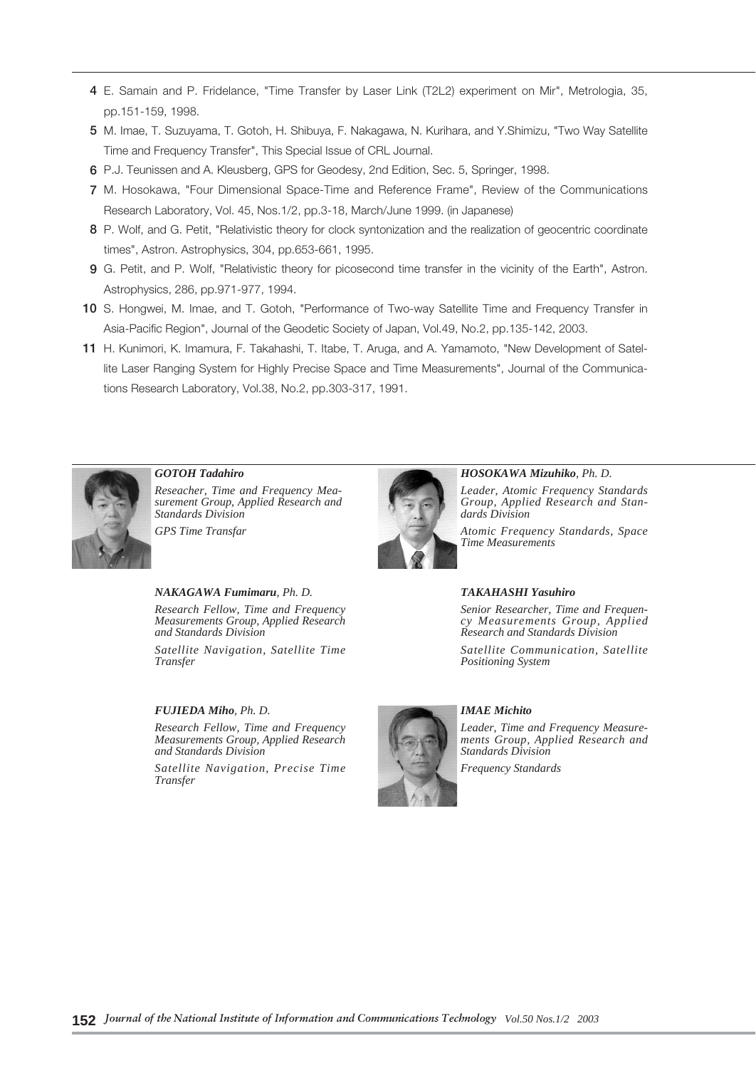4 E. Samain and P. Fridelance, "Time Transfer by Laser Link (T2L2) experiment on Mir", Metrologia, 35, pp.151-159, 1998.

5 M. Imae, T. Suzuyama, T. Gotoh, H. Shibuya, F. Nakagawa, N. Kurihara, and Y.Shimizu, "Two Way Satellite Time and Frequency Transfer", This Special Issue of CRL Journal.

6 P.J. Teunissen and A. Kleusberg, GPS for Geodesy, 2nd Edition, Sec. 5, Springer, 1998.

7 M. Hosokawa, "Four Dimensional Space-Time and Reference Frame", Review of the Communications Research Laboratory, Vol. 45, Nos.1/2, pp.3-18, March/June 1999. (in Japanese)

8 P. Wolf, and G. Petit, "Relativistic theory for clock syntonization and the realization of geocentric coordinate times", Astron. Astrophysics, 304, pp.653-661, 1995.

9 G. Petit, and P. Wolf, "Relativistic theory for picosecond time transfer in the vicinity of the Earth", Astron. Astrophysics, 286, pp.971-977, 1994.

10 S. Hongwei, M. Imae, and T. Gotoh, "Performance of Two-way Satellite Time and Frequency Transfer in Asia-Pacific Region", Journal of the Geodetic Society of Japan, Vol.49, No.2, pp.135-142, 2003.

11 H. Kunimori, K. Imamura, F. Takahashi, T. Itabe, T. Aruga, and A. Yamamoto, "New Development of Satellite Laser Ranging System for Highly Precise Space and Time Measurements", Journal of the Communications Research Laboratory, Vol.38, No.2, pp.303-317, 1991.

***GOTOH Tadahiro***

*Reseacher, Time and Frequency Measurement Group, Applied Research and Standards Division*

*GPS Time Transfar*

***HOSOKAWA Mizuhiko**, Ph. D.*

*Leader, Atomic Frequency Standards Group, Applied Research and Standards Division*

*Atomic Frequency Standards, Space Time Measurements*

***NAKAGAWA Fumimaru**, Ph. D.*

*Research Fellow, Time and Frequency Measurements Group, Applied Research and Standards Division*

*Satellite Navigation, Satellite Time Transfer*

***TAKAHASHI Yasuhiro***

*Senior Researcher, Time and Frequency Measurements Group, Applied Research and Standards Division*

*Satellite Communication, Satellite Positioning System*

***FUJIEDA Miho**, Ph. D.*

*Research Fellow, Time and Frequency Measurements Group, Applied Research and Standards Division*

*Satellite Navigation, Precise Time Transfer*

***IMAE Michito***

*Leader, Time and Frequency Measurements Group, Applied Research and Standards Division*

*Frequency Standards*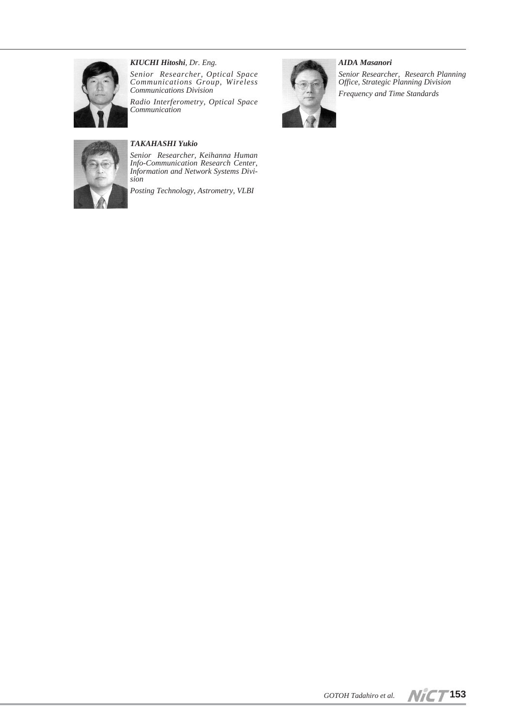***KIUCHI Hitoshi**, Dr. Eng.*

*Senior Researcher, Optical Space Communications Group, Wireless Communications Division*

*Radio Interferometry, Optical Space Communication*

***TAKAHASHI Yukio***

*Senior Researcher, Keihanna Human Info-Communication Research Center, Information and Network Systems Division*

*Posting Technology, Astrometry, VLBI*

***AIDA Masanori***

*Senior Researcher, Research Planning Office, Strategic Planning Division*

*Frequency and Time Standards*